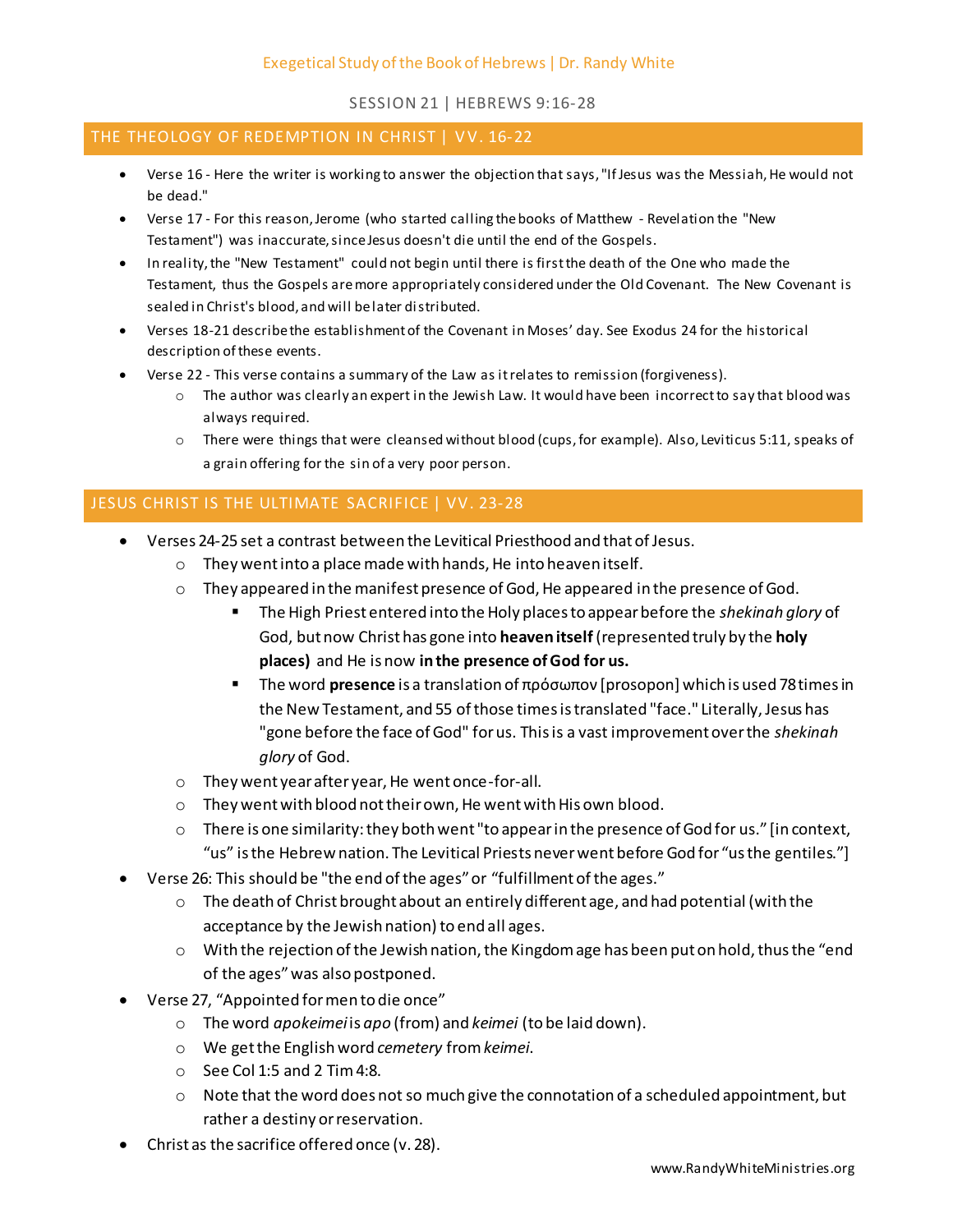# Exegetical Study of the Book of Hebrews | Dr. Randy White

SESSION 21 | HEBREWS 9:16-28

## THE THEOLOGY OF REDEMPTION IN CHRIST | VV. 16-22

- Verse 16 - Here the writer is working to answer the objection that says, "If Jesus was the Messiah, He would not be dead."
- Verse 17 - For this reason, Jerome (who started calling the books of Matthew - Revelation the "New Testament") was inaccurate, since Jesus doesn't die until the end of the Gospels.
- In reality, the "New Testament" could not begin until there is first the death of the One who made the Testament, thus the Gospels are more appropriately considered under the Old Covenant. The New Covenant is sealed in Christ's blood, and will be later distributed.
- Verses 18-21 describe the establishment of the Covenant in Moses' day. See Exodus 24 for the historical description of these events.
- Verse 22 - This verse contains a summary of the Law as it relates to remission (forgiveness).
  - The author was clearly an expert in the Jewish Law. It would have been incorrect to say that blood was always required.
  - There were things that were cleansed without blood (cups, for example). Also, Leviticus 5:11, speaks of a grain offering for the sin of a very poor person.

## JESUS CHRIST IS THE ULTIMATE SACRIFICE | VV. 23-28

- Verses 24-25 set a contrast between the Levitical Priesthood and that of Jesus.
  - They went into a place made with hands, He into heaven itself.
  - They appeared in the manifest presence of God, He appeared in the presence of God.
    - The High Priest entered into the Holy places to appear before the *shekinah glory* of God, but now Christ has gone into **heaven itself** (represented truly by the **holy places)** and He is now **in the presence of God for us.**
    - The word **presence** is a translation of πρόσωπον [prosopon] which is used 78 times in the New Testament, and 55 of those times is translated "face." Literally, Jesus has "gone before the face of God" for us. This is a vast improvement over the *shekinah glory* of God.
  - They went year after year, He went once-for-all.
  - They went with blood not their own, He went with His own blood.
  - There is one similarity: they both went "to appear in the presence of God for us." [in context, "us" is the Hebrew nation. The Levitical Priests never went before God for "us the gentiles."]
- Verse 26: This should be "the end of the ages" or "fulfillment of the ages."
  - The death of Christ brought about an entirely different age, and had potential (with the acceptance by the Jewish nation) to end all ages.
  - With the rejection of the Jewish nation, the Kingdom age has been put on hold, thus the "end of the ages" was also postponed.
- Verse 27, "Appointed for men to die once"
  - The word *apokeimei* is *apo* (from) and *keimei* (to be laid down).
  - We get the English word *cemetery* from *keimei*.
  - See Col 1:5 and 2 Tim 4:8.
  - Note that the word does not so much give the connotation of a scheduled appointment, but rather a destiny or reservation.
- Christ as the sacrifice offered once (v. 28).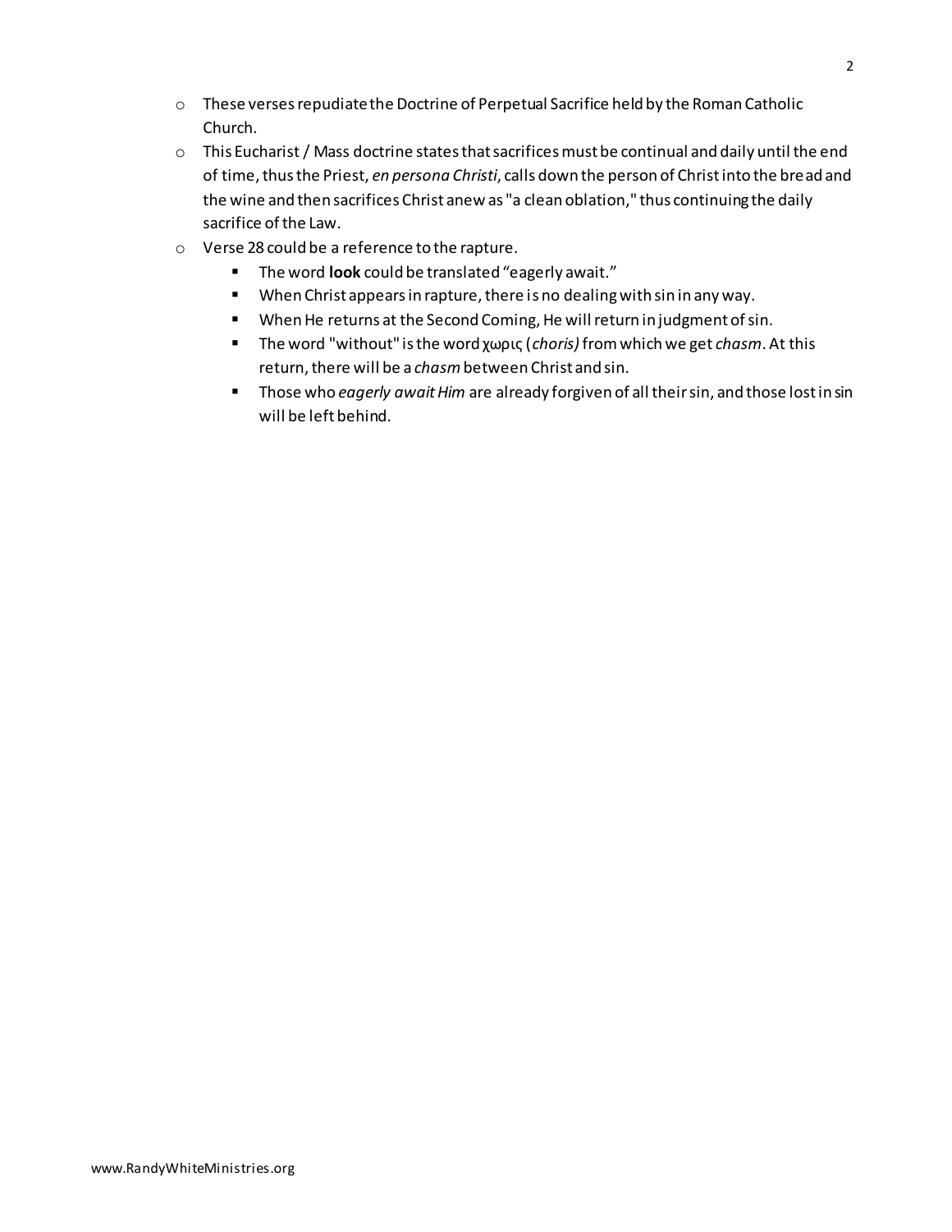- These verses repudiate the Doctrine of Perpetual Sacrifice held by the Roman Catholic Church.
- This Eucharist / Mass doctrine states that sacrifices must be continual and daily until the end of time, thus the Priest, *en persona Christi*, calls down the person of Christ into the bread and the wine and then sacrifices Christ anew as "a clean oblation," thus continuing the daily sacrifice of the Law.
- Verse 28 could be a reference to the rapture.
  - The word **look** could be translated "eagerly await."
  - When Christ appears in rapture, there is no dealing with sin in any way.
  - When He returns at the Second Coming, He will return in judgment of sin.
  - The word "without" is the word χωρις (*choris)* from which we get *chasm*. At this return, there will be a *chasm* between Christ and sin.
  - Those who *eagerly await Him* are already forgiven of all their sin, and those lost in sin will be left behind.